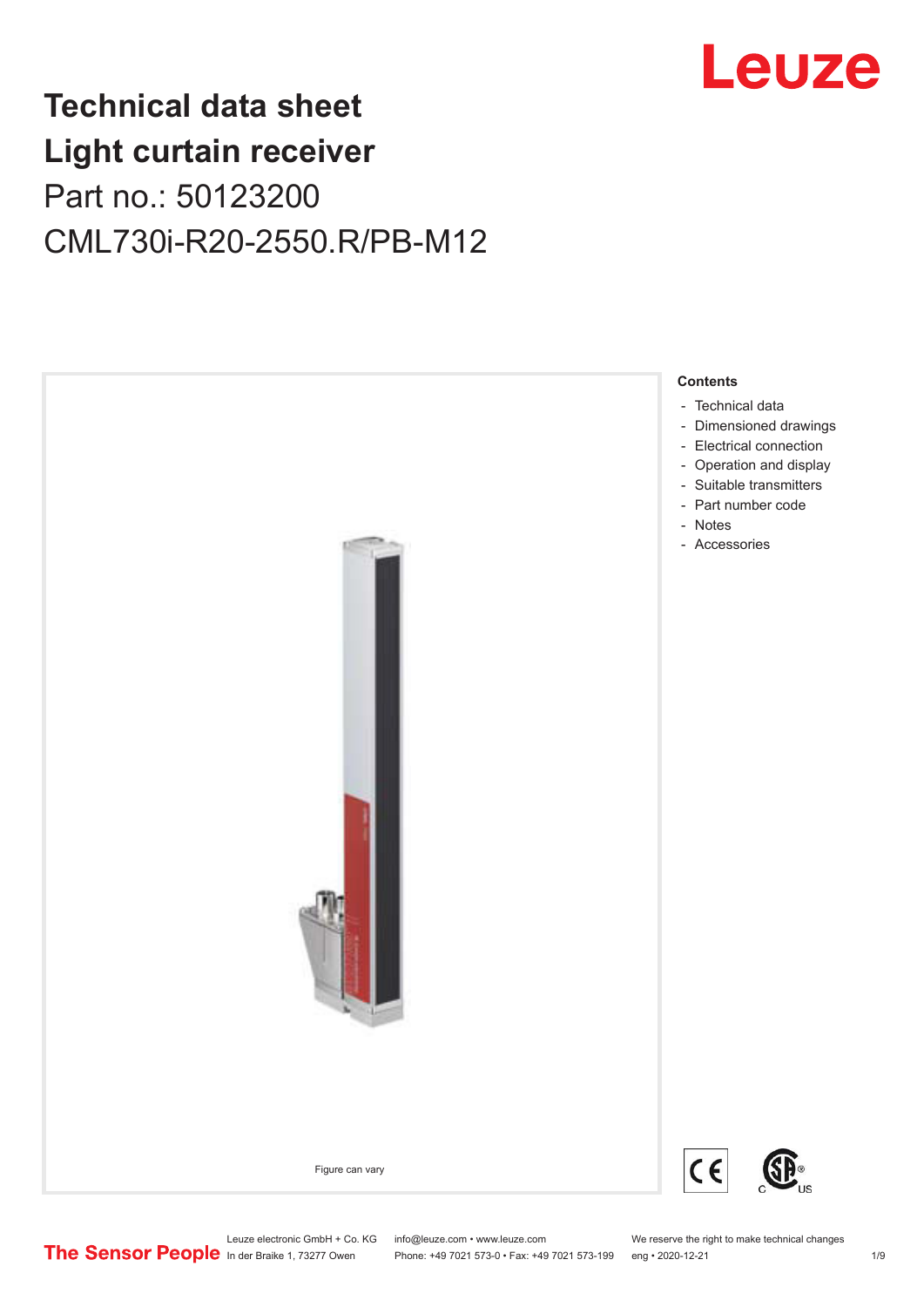# Technical data sheet
# Light curtain receiver

Part no.: 50123200

CML730i-R20-2550.R/PB-M12

Leuze

Figure can vary

**Contents**

- Technical data
- Dimensioned drawings
- Electrical connection
- Operation and display
- Suitable transmitters
- Part number code
- Notes
- Accessories

The Sensor People

Leuze electronic GmbH + Co. KG
In der Braike 1, 73277 Owen

info@leuze.com • www.leuze.com
Phone: +49 7021 573-0 • Fax: +49 7021 573-199

We reserve the right to make technical changes
eng • 2020-12-21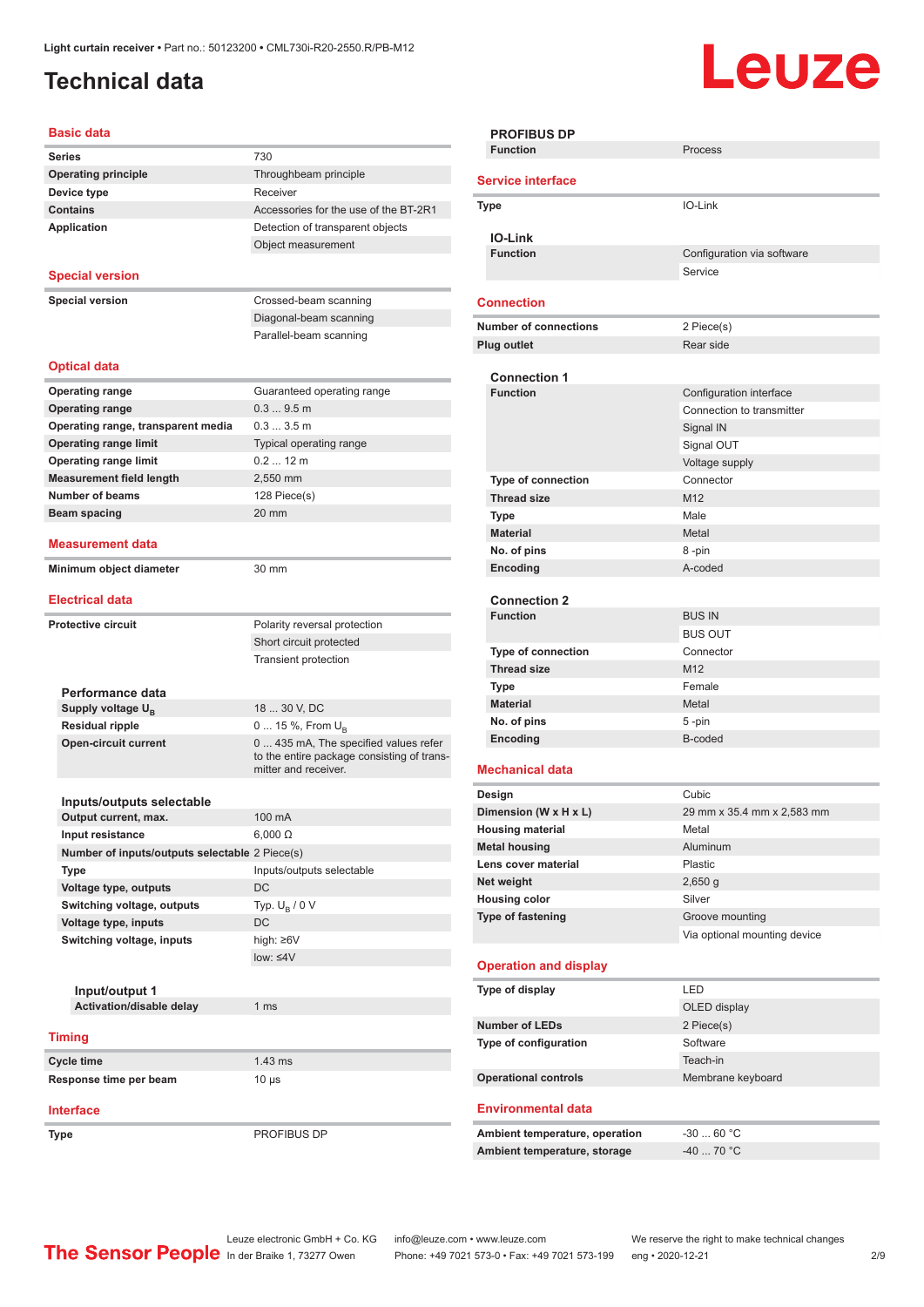# Technical data

## Basic data

| | |
|---|---|
| **Series** | 730 |
| **Operating principle** | Throughbeam principle |
| **Device type** | Receiver |
| **Contains** | Accessories for the use of the BT-2R1 |
| **Application** | Detection of transparent objects |
| | Object measurement |

## Special version

| | |
|---|---|
| **Special version** | Crossed-beam scanning |
| | Diagonal-beam scanning |
| | Parallel-beam scanning |

## Optical data

| | |
|---|---|
| **Operating range** | Guaranteed operating range |
| **Operating range** | 0.3 ... 9.5 m |
| **Operating range, transparent media** | 0.3 ... 3.5 m |
| **Operating range limit** | Typical operating range |
| **Operating range limit** | 0.2 ... 12 m |
| **Measurement field length** | 2,550 mm |
| **Number of beams** | 128 Piece(s) |
| **Beam spacing** | 20 mm |

## Measurement data

| | |
|---|---|
| **Minimum object diameter** | 30 mm |

## Electrical data

| | |
|---|---|
| **Protective circuit** | Polarity reversal protection |
| | Short circuit protected |
| | Transient protection |

### Performance data

| | |
|---|---|
| **Supply voltage $U_B$** | 18 ... 30 V, DC |
| **Residual ripple** | 0 ... 15 %, From $U_B$ |
| **Open-circuit current** | 0 ... 435 mA, The specified values refer to the entire package consisting of transmitter and receiver. |

### Inputs/outputs selectable

| | |
|---|---|
| **Output current, max.** | 100 mA |
| **Input resistance** | 6,000 Ω |
| **Number of inputs/outputs selectable** | 2 Piece(s) |
| **Type** | Inputs/outputs selectable |
| **Voltage type, outputs** | DC |
| **Switching voltage, outputs** | Typ. $U_B$ / 0 V |
| **Voltage type, inputs** | DC |
| **Switching voltage, inputs** | high: ≥6V |
| | low: ≤4V |

#### Input/output 1

| | |
|---|---|
| **Activation/disable delay** | 1 ms |

## Timing

| | |
|---|---|
| **Cycle time** | 1.43 ms |
| **Response time per beam** | 10 µs |

## Interface

| | |
|---|---|
| **Type** | PROFIBUS DP |

### PROFIBUS DP

| | |
|---|---|
| **Function** | Process |

## Service interface

| | |
|---|---|
| **Type** | IO-Link |

### IO-Link

| | |
|---|---|
| **Function** | Configuration via software |
| | Service |

## Connection

| | |
|---|---|
| **Number of connections** | 2 Piece(s) |
| **Plug outlet** | Rear side |

### Connection 1

| | |
|---|---|
| **Function** | Configuration interface |
| | Connection to transmitter |
| | Signal IN |
| | Signal OUT |
| | Voltage supply |
| **Type of connection** | Connector |
| **Thread size** | M12 |
| **Type** | Male |
| **Material** | Metal |
| **No. of pins** | 8 -pin |
| **Encoding** | A-coded |

### Connection 2

| | |
|---|---|
| **Function** | BUS IN |
| | BUS OUT |
| **Type of connection** | Connector |
| **Thread size** | M12 |
| **Type** | Female |
| **Material** | Metal |
| **No. of pins** | 5 -pin |
| **Encoding** | B-coded |

## Mechanical data

| | |
|---|---|
| **Design** | Cubic |
| **Dimension (W x H x L)** | 29 mm x 35.4 mm x 2,583 mm |
| **Housing material** | Metal |
| **Metal housing** | Aluminum |
| **Lens cover material** | Plastic |
| **Net weight** | 2,650 g |
| **Housing color** | Silver |
| **Type of fastening** | Groove mounting |
| | Via optional mounting device |

## Operation and display

| | |
|---|---|
| **Type of display** | LED |
| | OLED display |
| **Number of LEDs** | 2 Piece(s) |
| **Type of configuration** | Software |
| | Teach-in |
| **Operational controls** | Membrane keyboard |

## Environmental data

| | |
|---|---|
| **Ambient temperature, operation** | -30 ... 60 °C |
| **Ambient temperature, storage** | -40 ... 70 °C |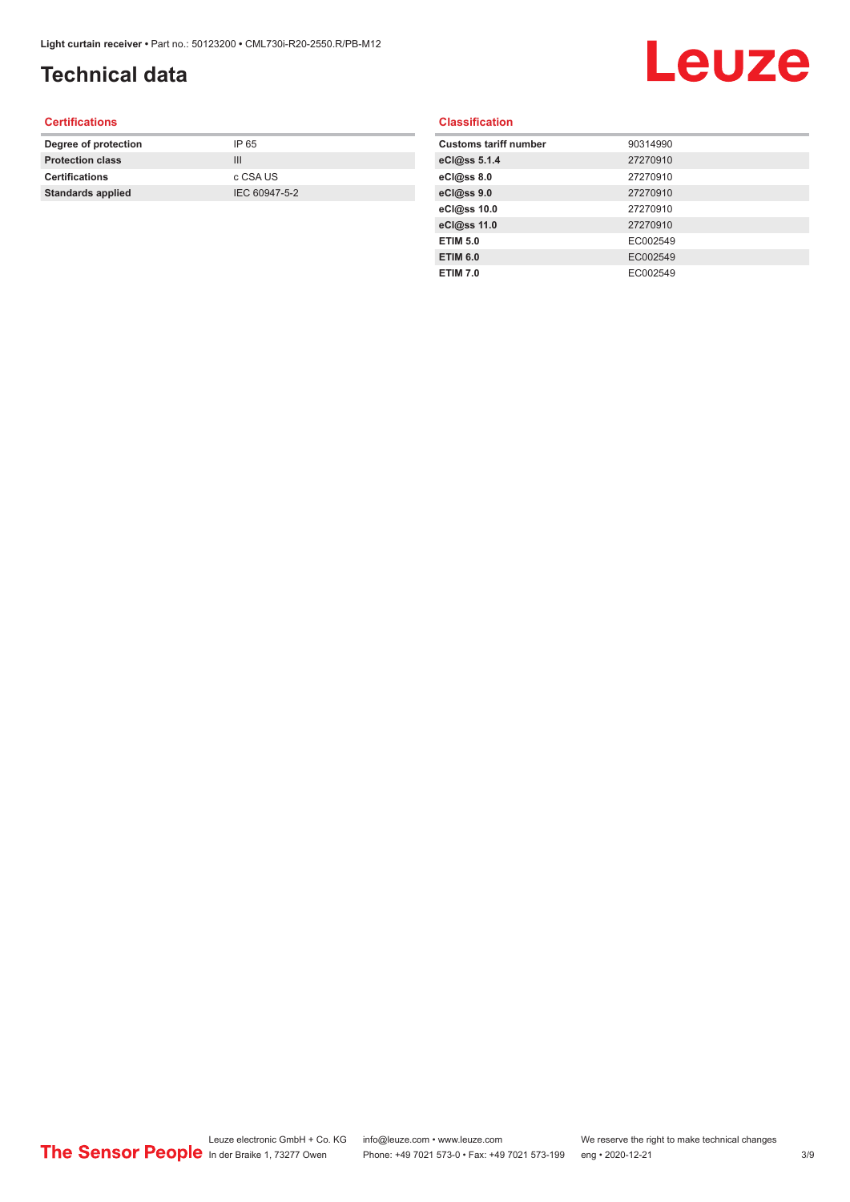# Technical data

## Certifications

| | |
|---|---|
| **Degree of protection** | IP 65 |
| **Protection class** | III |
| **Certifications** | c CSA US |
| **Standards applied** | IEC 60947-5-2 |

## Classification

| | |
|---|---|
| **Customs tariff number** | 90314990 |
| **eCl@ss 5.1.4** | 27270910 |
| **eCl@ss 8.0** | 27270910 |
| **eCl@ss 9.0** | 27270910 |
| **eCl@ss 10.0** | 27270910 |
| **eCl@ss 11.0** | 27270910 |
| **ETIM 5.0** | EC002549 |
| **ETIM 6.0** | EC002549 |
| **ETIM 7.0** | EC002549 |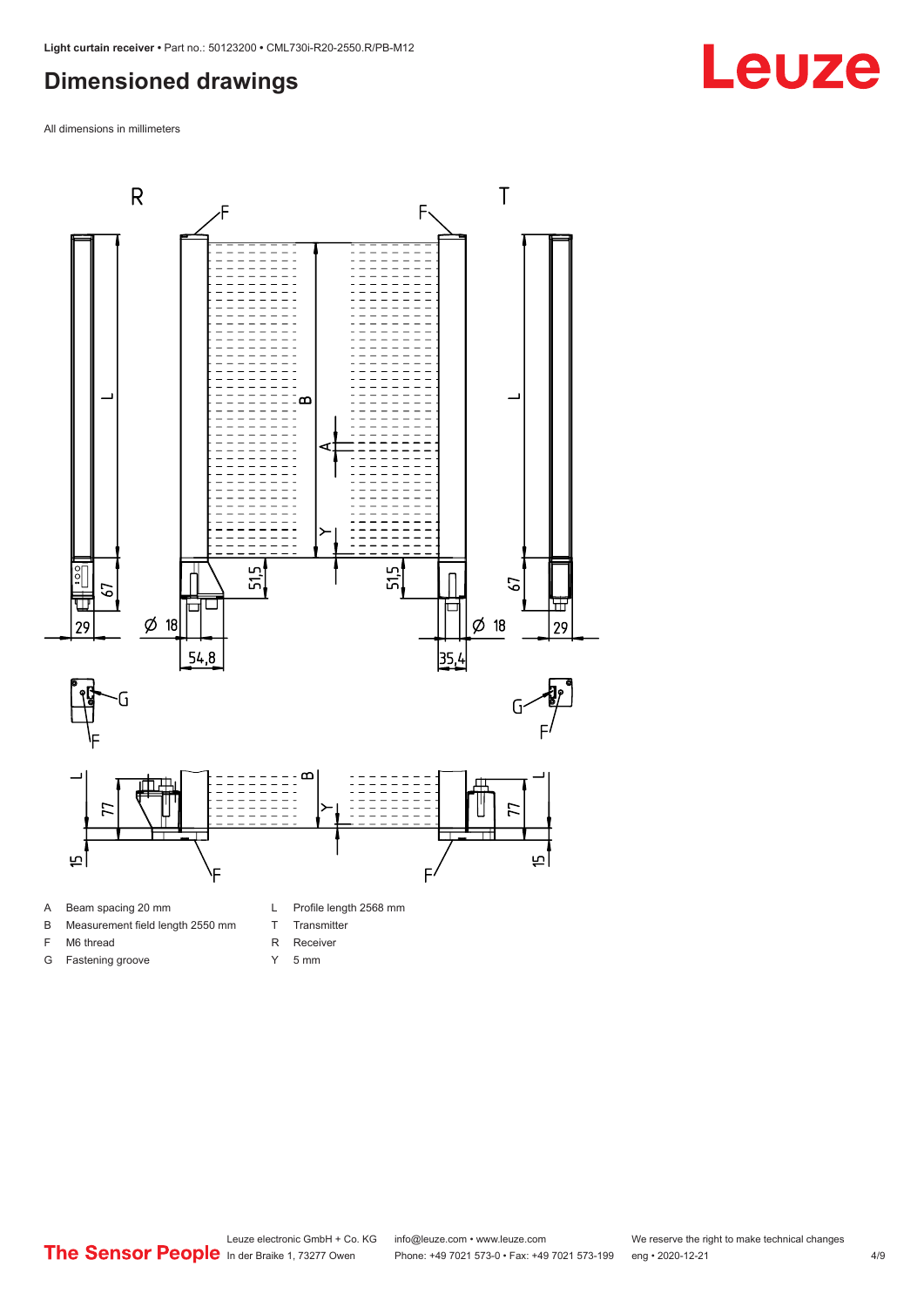## Dimensioned drawings

All dimensions in millimeters

A Beam spacing 20 mm

B Measurement field length 2550 mm

F M6 thread

G Fastening groove

L Profile length 2568 mm

T Transmitter

R Receiver

Y 5 mm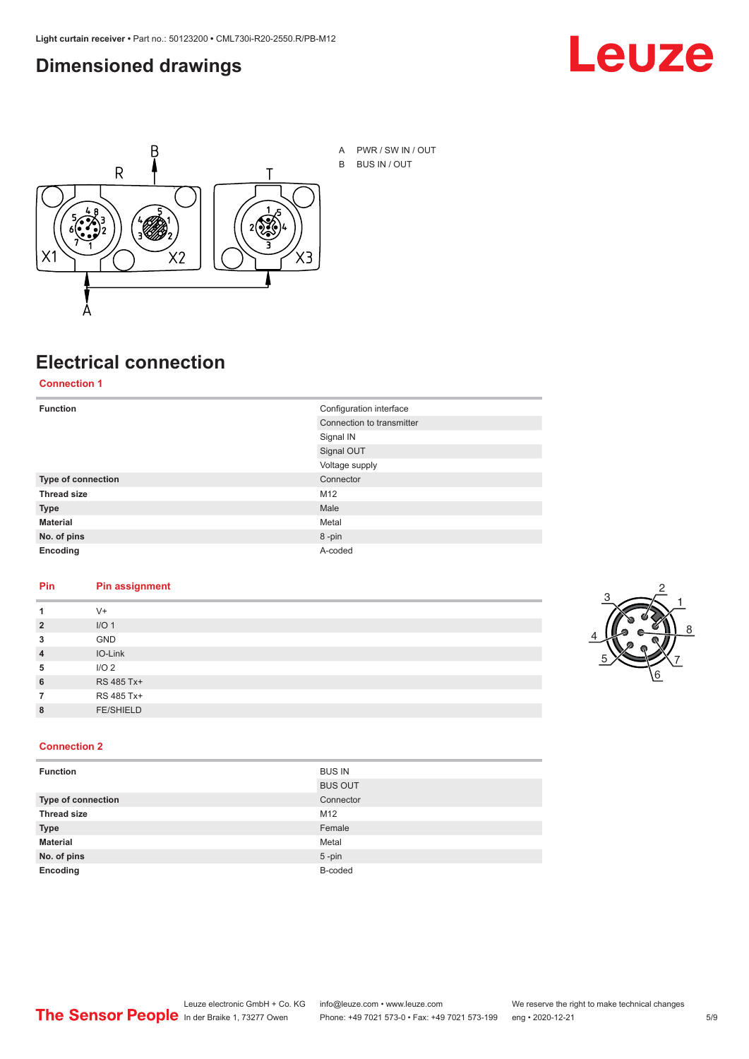# Dimensioned drawings

A PWR / SW IN / OUT
B BUS IN / OUT

# Electrical connection

## Connection 1

| | |
|---|---|
| **Function** | Configuration interface |
| | Connection to transmitter |
| | Signal IN |
| | Signal OUT |
| | Voltage supply |
| **Type of connection** | Connector |
| **Thread size** | M12 |
| **Type** | Male |
| **Material** | Metal |
| **No. of pins** | 8 -pin |
| **Encoding** | A-coded |

| Pin | Pin assignment |
|---|---|
| **1** | V+ |
| **2** | I/O 1 |
| **3** | GND |
| **4** | IO-Link |
| **5** | I/O 2 |
| **6** | RS 485 Tx+ |
| **7** | RS 485 Tx+ |
| **8** | FE/SHIELD |

## Connection 2

| | |
|---|---|
| **Function** | BUS IN |
| | BUS OUT |
| **Type of connection** | Connector |
| **Thread size** | M12 |
| **Type** | Female |
| **Material** | Metal |
| **No. of pins** | 5 -pin |
| **Encoding** | B-coded |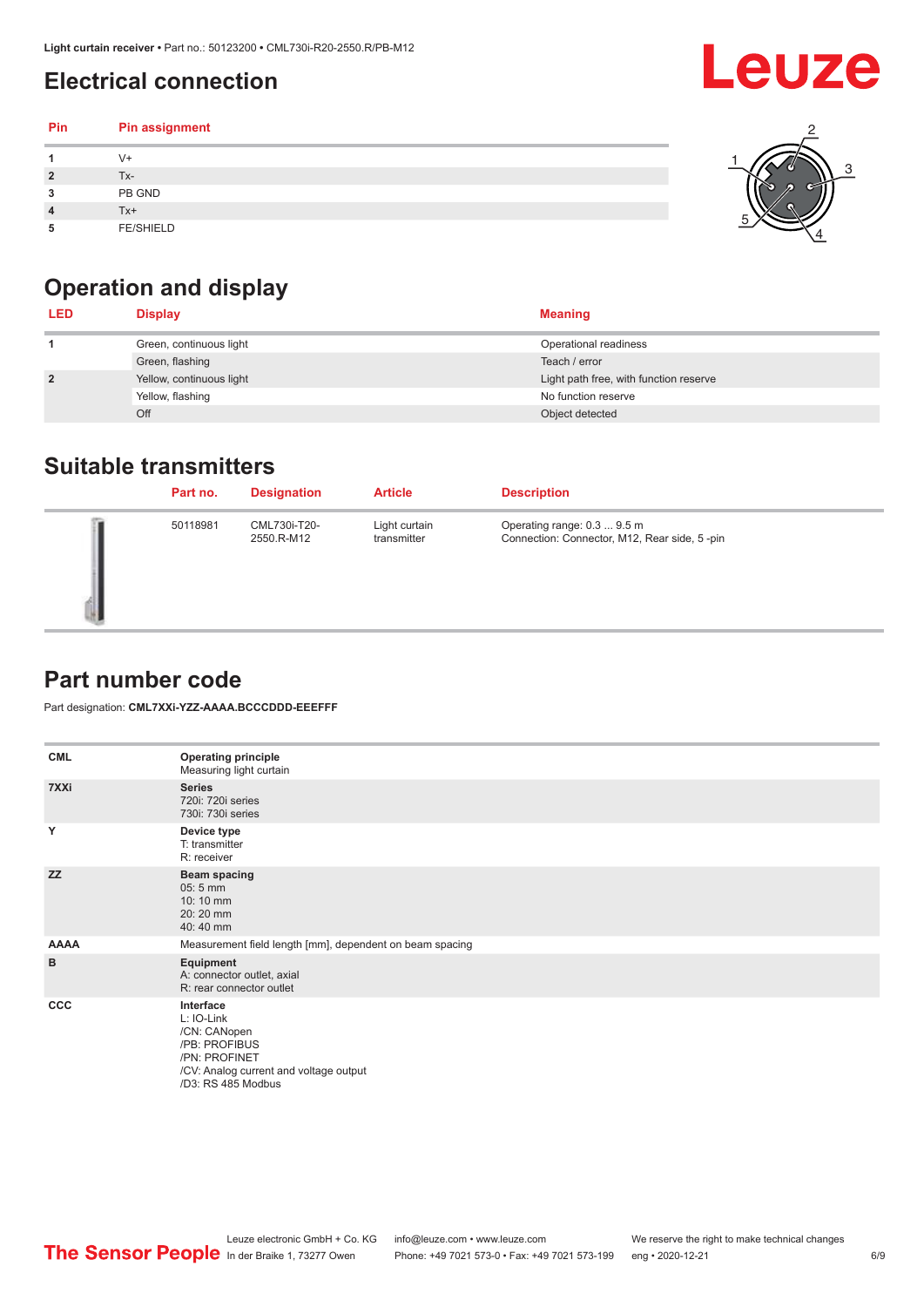## Electrical connection

| Pin | Pin assignment |
|---|---|
| 1 | V+ |
| 2 | Tx- |
| 3 | PB GND |
| 4 | Tx+ |
| 5 | FE/SHIELD |

## Operation and display

| LED | Display | Meaning |
|---|---|---|
| 1 | Green, continuous light | Operational readiness |
| | Green, flashing | Teach / error |
| 2 | Yellow, continuous light | Light path free, with function reserve |
| | Yellow, flashing | No function reserve |
| | Off | Object detected |

## Suitable transmitters

| | Part no. | Designation | Article | Description |
|---|---|---|---|---|
| | 50118981 | CML730i-T20-2550.R-M12 | Light curtain transmitter | Operating range: 0.3 ... 9.5 m<br>Connection: Connector, M12, Rear side, 5 -pin |

## Part number code

Part designation: **CML7XXi-YZZ-AAAA.BCCCDDD-EEEFFF**

| | |
|---|---|
| **CML** | **Operating principle**<br>Measuring light curtain |
| **7XXi** | **Series**<br>720i: 720i series<br>730i: 730i series |
| **Y** | **Device type**<br>T: transmitter<br>R: receiver |
| **ZZ** | **Beam spacing**<br>05: 5 mm<br>10: 10 mm<br>20: 20 mm<br>40: 40 mm |
| **AAAA** | Measurement field length [mm], dependent on beam spacing |
| **B** | **Equipment**<br>A: connector outlet, axial<br>R: rear connector outlet |
| **CCC** | **Interface**<br>L: IO-Link<br>/CN: CANopen<br>/PB: PROFIBUS<br>/PN: PROFINET<br>/CV: Analog current and voltage output<br>/D3: RS 485 Modbus |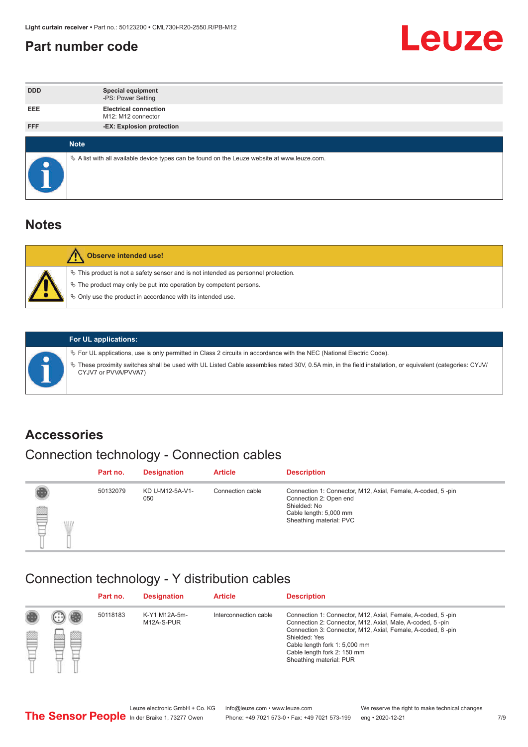## Part number code

| DDD | **Special equipment**<br>-PS: Power Setting |
|---|---|
| EEE | **Electrical connection**<br>M12: M12 connector |
| FFF | **-EX: Explosion protection** |

**Note**

- A list with all available device types can be found on the Leuze website at www.leuze.com.

## Notes

**Observe intended use!**

- This product is not a safety sensor and is not intended as personnel protection.
- The product may only be put into operation by competent persons.
- Only use the product in accordance with its intended use.

**For UL applications:**

- For UL applications, use is only permitted in Class 2 circuits in accordance with the NEC (National Electric Code).
- These proximity switches shall be used with UL Listed Cable assemblies rated 30V, 0.5A min, in the field installation, or equivalent (categories: CYJV/ CYJV7 or PVVA/PVVA7)

## Accessories

### Connection technology - Connection cables

| Part no. | Designation | Article | Description |
|---|---|---|---|
| 50132079 | KD U-M12-5A-V1-050 | Connection cable | Connection 1: Connector, M12, Axial, Female, A-coded, 5 -pin<br>Connection 2: Open end<br>Shielded: No<br>Cable length: 5,000 mm<br>Sheathing material: PVC |

### Connection technology - Y distribution cables

| Part no. | Designation | Article | Description |
|---|---|---|---|
| 50118183 | K-Y1 M12A-5m-M12A-S-PUR | Interconnection cable | Connection 1: Connector, M12, Axial, Female, A-coded, 5 -pin<br>Connection 2: Connector, M12, Axial, Male, A-coded, 5 -pin<br>Connection 3: Connector, M12, Axial, Female, A-coded, 8 -pin<br>Shielded: Yes<br>Cable length fork 1: 5,000 mm<br>Cable length fork 2: 150 mm<br>Sheathing material: PUR |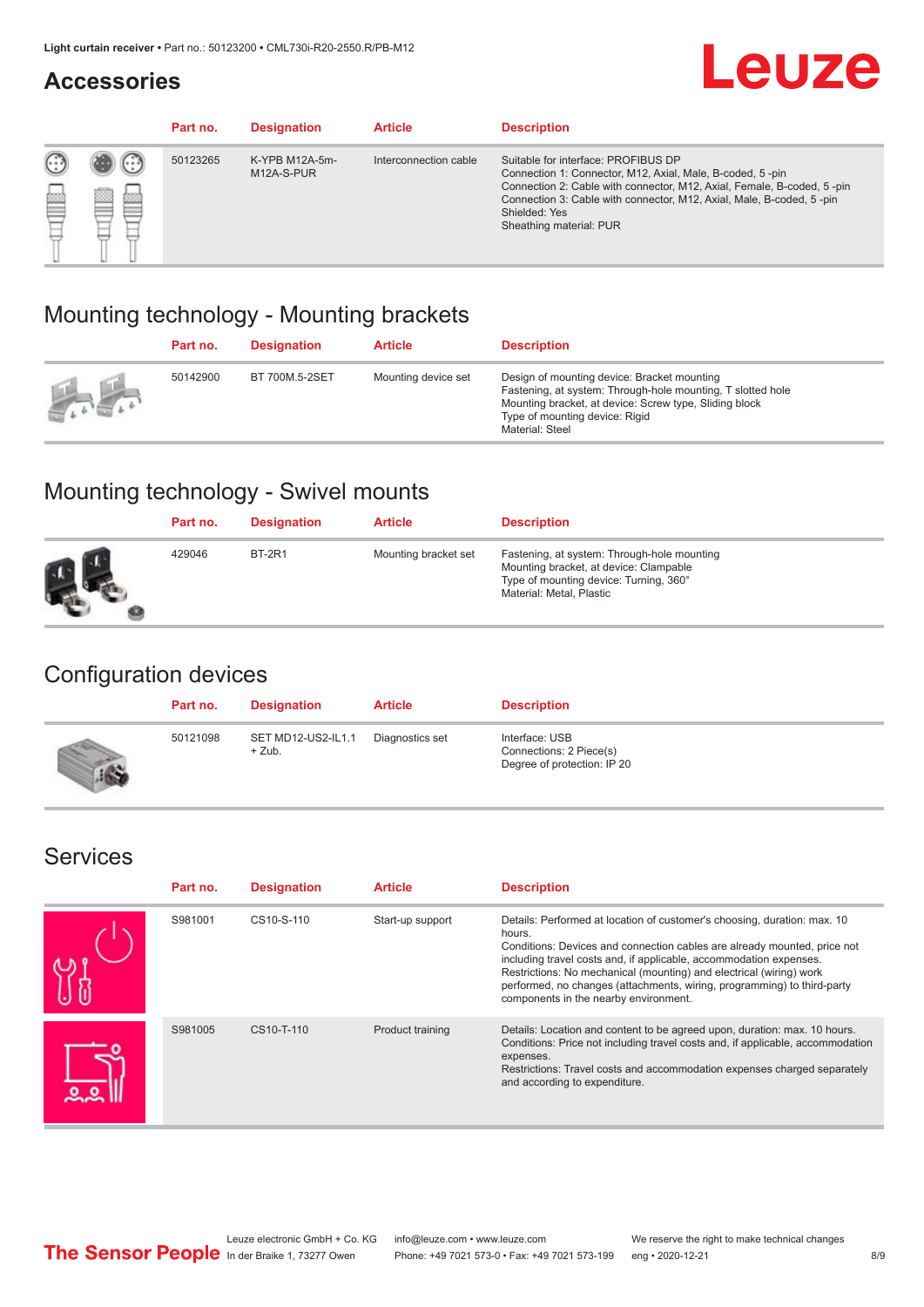## Accessories

| Part no. | Designation | Article | Description |
|---|---|---|---|
| 50123265 | K-YPB M12A-5m-M12A-S-PUR | Interconnection cable | Suitable for interface: PROFIBUS DP<br>Connection 1: Connector, M12, Axial, Male, B-coded, 5 -pin<br>Connection 2: Cable with connector, M12, Axial, Female, B-coded, 5 -pin<br>Connection 3: Cable with connector, M12, Axial, Male, B-coded, 5 -pin<br>Shielded: Yes<br>Sheathing material: PUR |

## Mounting technology - Mounting brackets

| Part no. | Designation | Article | Description |
|---|---|---|---|
| 50142900 | BT 700M.5-2SET | Mounting device set | Design of mounting device: Bracket mounting<br>Fastening, at system: Through-hole mounting, T slotted hole<br>Mounting bracket, at device: Screw type, Sliding block<br>Type of mounting device: Rigid<br>Material: Steel |

## Mounting technology - Swivel mounts

| Part no. | Designation | Article | Description |
|---|---|---|---|
| 429046 | BT-2R1 | Mounting bracket set | Fastening, at system: Through-hole mounting<br>Mounting bracket, at device: Clampable<br>Type of mounting device: Turning, 360°<br>Material: Metal, Plastic |

## Configuration devices

| Part no. | Designation | Article | Description |
|---|---|---|---|
| 50121098 | SET MD12-US2-IL1.1 + Zub. | Diagnostics set | Interface: USB<br>Connections: 2 Piece(s)<br>Degree of protection: IP 20 |

## Services

| Part no. | Designation | Article | Description |
|---|---|---|---|
| S981001 | CS10-S-110 | Start-up support | Details: Performed at location of customer's choosing, duration: max. 10 hours.<br>Conditions: Devices and connection cables are already mounted, price not including travel costs and, if applicable, accommodation expenses.<br>Restrictions: No mechanical (mounting) and electrical (wiring) work performed, no changes (attachments, wiring, programming) to third-party components in the nearby environment. |
| S981005 | CS10-T-110 | Product training | Details: Location and content to be agreed upon, duration: max. 10 hours.<br>Conditions: Price not including travel costs and, if applicable, accommodation expenses.<br>Restrictions: Travel costs and accommodation expenses charged separately and according to expenditure. |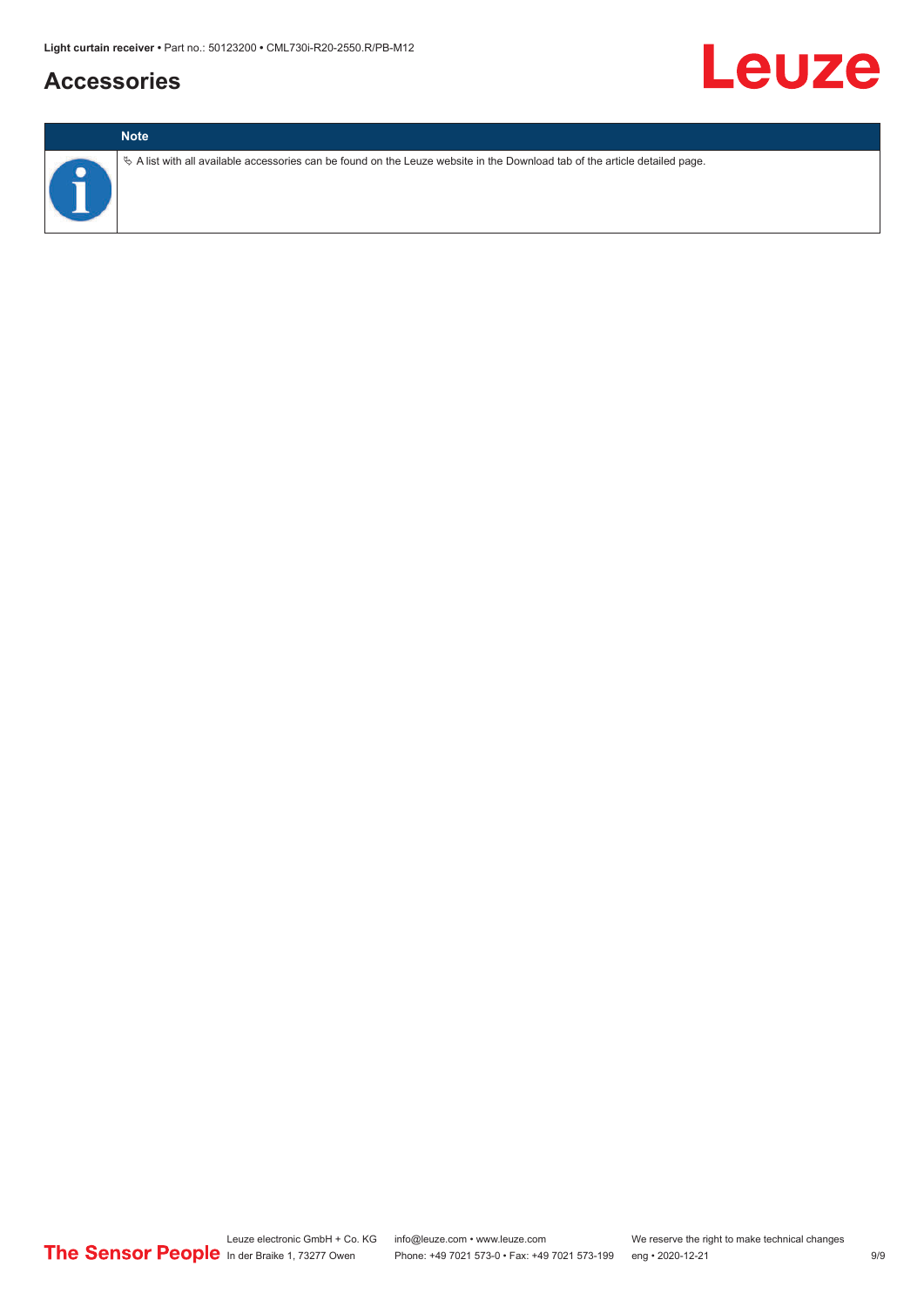# Accessories

| | Note |
|---|---|
| | ✎ A list with all available accessories can be found on the Leuze website in the Download tab of the article detailed page. |